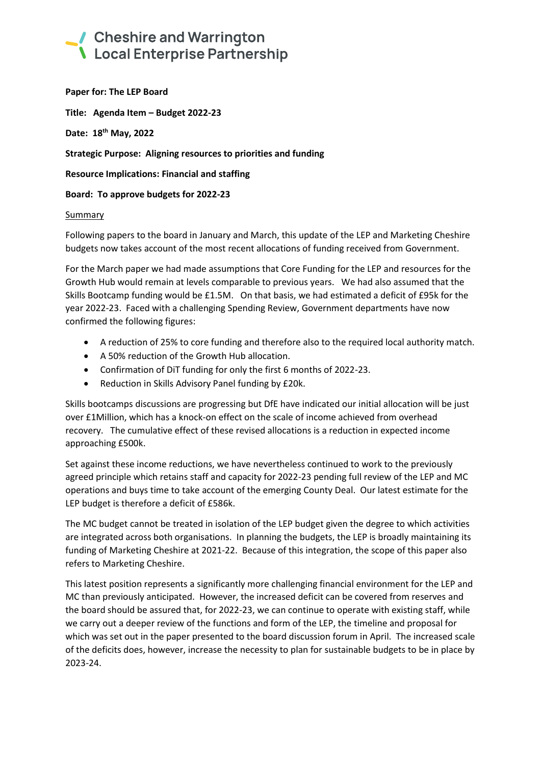# Cheshire and Warrington Local Enterprise Partnership

**Paper for: The LEP Board**

**Title: Agenda Item – Budget 2022-23**

**Date: 18th May, 2022**

**Strategic Purpose: Aligning resources to priorities and funding**

**Resource Implications: Financial and staffing**

**Board: To approve budgets for 2022-23**

<u>Summary</u>

Following papers to the board in January and March, this update of the LEP and Marketing Cheshire budgets now takes account of the most recent allocations of funding received from Government.

For the March paper we had made assumptions that Core Funding for the LEP and resources for the Growth Hub would remain at levels comparable to previous years. We had also assumed that the Skills Bootcamp funding would be £1.5M. On that basis, we had estimated a deficit of £95k for the year 2022-23. Faced with a challenging Spending Review, Government departments have now confirmed the following figures:

- A reduction of 25% to core funding and therefore also to the required local authority match.
- A 50% reduction of the Growth Hub allocation.
- Confirmation of DiT funding for only the first 6 months of 2022-23.
- Reduction in Skills Advisory Panel funding by £20k.

Skills bootcamps discussions are progressing but DfE have indicated our initial allocation will be just over £1Million, which has a knock-on effect on the scale of income achieved from overhead recovery. The cumulative effect of these revised allocations is a reduction in expected income approaching £500k.

Set against these income reductions, we have nevertheless continued to work to the previously agreed principle which retains staff and capacity for 2022-23 pending full review of the LEP and MC operations and buys time to take account of the emerging County Deal. Our latest estimate for the LEP budget is therefore a deficit of £586k.

The MC budget cannot be treated in isolation of the LEP budget given the degree to which activities are integrated across both organisations. In planning the budgets, the LEP is broadly maintaining its funding of Marketing Cheshire at 2021-22. Because of this integration, the scope of this paper also refers to Marketing Cheshire.

This latest position represents a significantly more challenging financial environment for the LEP and MC than previously anticipated. However, the increased deficit can be covered from reserves and the board should be assured that, for 2022-23, we can continue to operate with existing staff, while we carry out a deeper review of the functions and form of the LEP, the timeline and proposal for which was set out in the paper presented to the board discussion forum in April. The increased scale of the deficits does, however, increase the necessity to plan for sustainable budgets to be in place by 2023-24.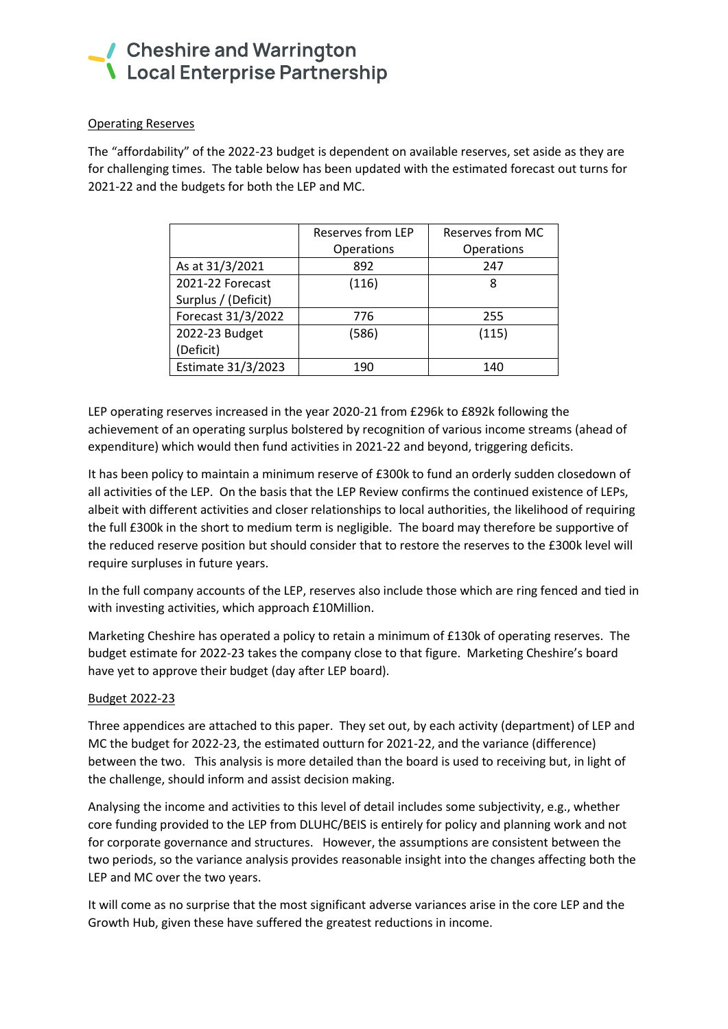Operating Reserves

The "affordability" of the 2022-23 budget is dependent on available reserves, set aside as they are for challenging times. The table below has been updated with the estimated forecast out turns for 2021-22 and the budgets for both the LEP and MC.

| | Reserves from LEP Operations | Reserves from MC Operations |
|---|---|---|
| As at 31/3/2021 | 892 | 247 |
| 2021-22 Forecast Surplus / (Deficit) | (116) | 8 |
| Forecast 31/3/2022 | 776 | 255 |
| 2022-23 Budget (Deficit) | (586) | (115) |
| Estimate 31/3/2023 | 190 | 140 |

LEP operating reserves increased in the year 2020-21 from £296k to £892k following the achievement of an operating surplus bolstered by recognition of various income streams (ahead of expenditure) which would then fund activities in 2021-22 and beyond, triggering deficits.

It has been policy to maintain a minimum reserve of £300k to fund an orderly sudden closedown of all activities of the LEP. On the basis that the LEP Review confirms the continued existence of LEPs, albeit with different activities and closer relationships to local authorities, the likelihood of requiring the full £300k in the short to medium term is negligible. The board may therefore be supportive of the reduced reserve position but should consider that to restore the reserves to the £300k level will require surpluses in future years.

In the full company accounts of the LEP, reserves also include those which are ring fenced and tied in with investing activities, which approach £10Million.

Marketing Cheshire has operated a policy to retain a minimum of £130k of operating reserves. The budget estimate for 2022-23 takes the company close to that figure. Marketing Cheshire's board have yet to approve their budget (day after LEP board).

Budget 2022-23

Three appendices are attached to this paper. They set out, by each activity (department) of LEP and MC the budget for 2022-23, the estimated outturn for 2021-22, and the variance (difference) between the two. This analysis is more detailed than the board is used to receiving but, in light of the challenge, should inform and assist decision making.

Analysing the income and activities to this level of detail includes some subjectivity, e.g., whether core funding provided to the LEP from DLUHC/BEIS is entirely for policy and planning work and not for corporate governance and structures. However, the assumptions are consistent between the two periods, so the variance analysis provides reasonable insight into the changes affecting both the LEP and MC over the two years.

It will come as no surprise that the most significant adverse variances arise in the core LEP and the Growth Hub, given these have suffered the greatest reductions in income.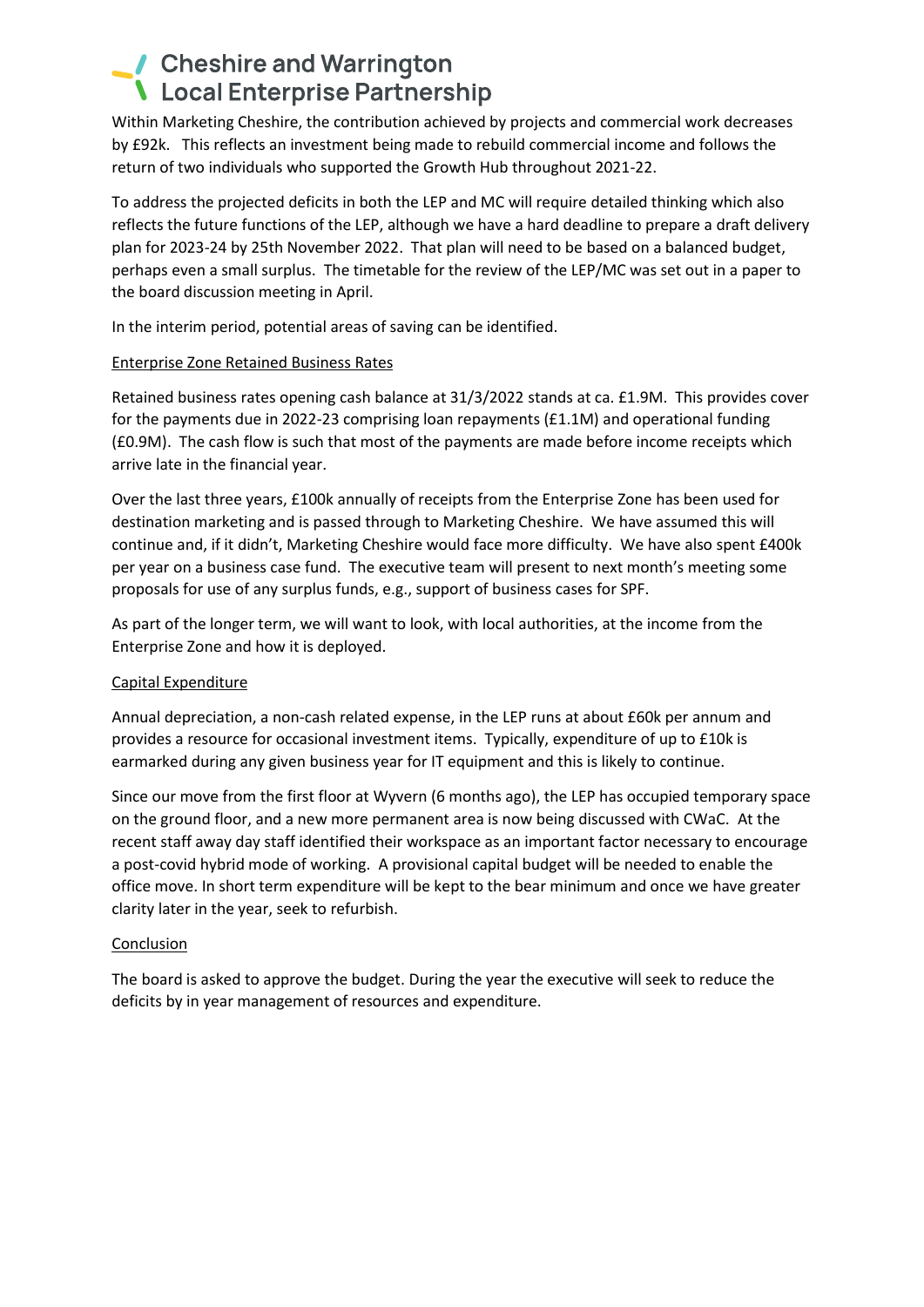Within Marketing Cheshire, the contribution achieved by projects and commercial work decreases by £92k. This reflects an investment being made to rebuild commercial income and follows the return of two individuals who supported the Growth Hub throughout 2021-22.

To address the projected deficits in both the LEP and MC will require detailed thinking which also reflects the future functions of the LEP, although we have a hard deadline to prepare a draft delivery plan for 2023-24 by 25th November 2022. That plan will need to be based on a balanced budget, perhaps even a small surplus. The timetable for the review of the LEP/MC was set out in a paper to the board discussion meeting in April.

In the interim period, potential areas of saving can be identified.

<u>Enterprise Zone Retained Business Rates</u>

Retained business rates opening cash balance at 31/3/2022 stands at ca. £1.9M. This provides cover for the payments due in 2022-23 comprising loan repayments (£1.1M) and operational funding (£0.9M). The cash flow is such that most of the payments are made before income receipts which arrive late in the financial year.

Over the last three years, £100k annually of receipts from the Enterprise Zone has been used for destination marketing and is passed through to Marketing Cheshire. We have assumed this will continue and, if it didn't, Marketing Cheshire would face more difficulty. We have also spent £400k per year on a business case fund. The executive team will present to next month's meeting some proposals for use of any surplus funds, e.g., support of business cases for SPF.

As part of the longer term, we will want to look, with local authorities, at the income from the Enterprise Zone and how it is deployed.

<u>Capital Expenditure</u>

Annual depreciation, a non-cash related expense, in the LEP runs at about £60k per annum and provides a resource for occasional investment items. Typically, expenditure of up to £10k is earmarked during any given business year for IT equipment and this is likely to continue.

Since our move from the first floor at Wyvern (6 months ago), the LEP has occupied temporary space on the ground floor, and a new more permanent area is now being discussed with CWaC. At the recent staff away day staff identified their workspace as an important factor necessary to encourage a post-covid hybrid mode of working. A provisional capital budget will be needed to enable the office move. In short term expenditure will be kept to the bear minimum and once we have greater clarity later in the year, seek to refurbish.

<u>Conclusion</u>

The board is asked to approve the budget. During the year the executive will seek to reduce the deficits by in year management of resources and expenditure.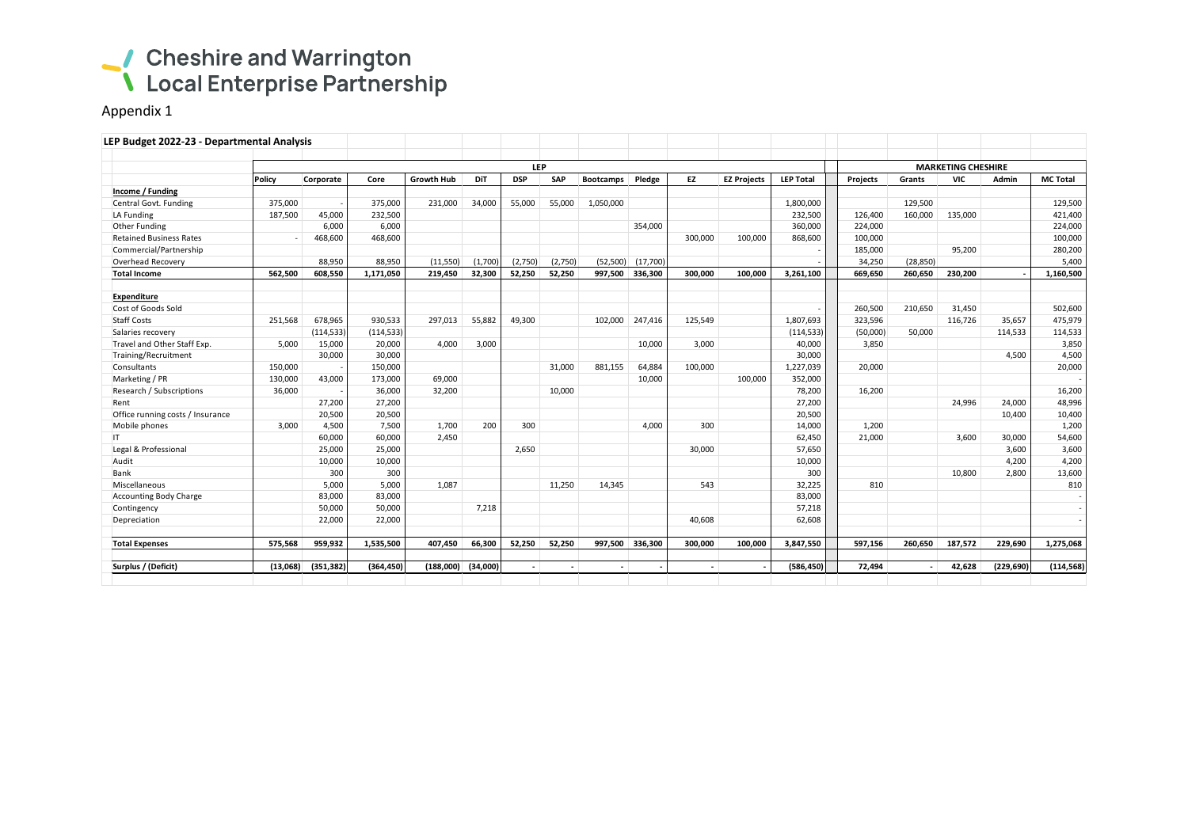# Cheshire and Warrington Local Enterprise Partnership

Appendix 1

**LEP Budget 2022-23 - Departmental Analysis**

| | LEP | | | | | | | | | | | | MARKETING CHESHIRE | | | | |
|---|---|---|---|---|---|---|---|---|---|---|---|---|---|---|---|---|---|
| | Policy | Corporate | Core | Growth Hub | DiT | DSP | SAP | Bootcamps | Pledge | EZ | EZ Projects | LEP Total | Projects | Grants | VIC | Admin | MC Total |
| **Income / Funding** | | | | | | | | | | | | | | | | | |
| Central Govt. Funding | 375,000 | - | 375,000 | 231,000 | 34,000 | 55,000 | 55,000 | 1,050,000 | | | | 1,800,000 | | 129,500 | | | 129,500 |
| LA Funding | 187,500 | 45,000 | 232,500 | | | | | | | | | 232,500 | 126,400 | 160,000 | 135,000 | | 421,400 |
| Other Funding | | 6,000 | 6,000 | | | | | | 354,000 | | | 360,000 | 224,000 | | | | 224,000 |
| Retained Business Rates | - | 468,600 | 468,600 | | | | | | | 300,000 | 100,000 | 868,600 | 100,000 | | | | 100,000 |
| Commercial/Partnership | | | | | | | | | | | | - | 185,000 | | 95,200 | | 280,200 |
| Overhead Recovery | | 88,950 | 88,950 | (11,550) | (1,700) | (2,750) | (2,750) | (52,500) | (17,700) | | | - | 34,250 | (28,850) | | | 5,400 |
| **Total Income** | **562,500** | **608,550** | **1,171,050** | **219,450** | **32,300** | **52,250** | **52,250** | **997,500** | **336,300** | **300,000** | **100,000** | **3,261,100** | **669,650** | **260,650** | **230,200** | **-** | **1,160,500** |
| | | | | | | | | | | | | | | | | | |
| **Expenditure** | | | | | | | | | | | | | | | | | |
| Cost of Goods Sold | | | | | | | | | | | | - | 260,500 | 210,650 | 31,450 | | 502,600 |
| Staff Costs | 251,568 | 678,965 | 930,533 | 297,013 | 55,882 | 49,300 | | 102,000 | 247,416 | 125,549 | | 1,807,693 | 323,596 | | 116,726 | 35,657 | 475,979 |
| Salaries recovery | | (114,533) | (114,533) | | | | | | | | | (114,533) | (50,000) | 50,000 | | 114,533 | 114,533 |
| Travel and Other Staff Exp. | 5,000 | 15,000 | 20,000 | 4,000 | 3,000 | | | | 10,000 | 3,000 | | 40,000 | 3,850 | | | | 3,850 |
| Training/Recruitment | | 30,000 | 30,000 | | | | | | | | | 30,000 | | | | 4,500 | 4,500 |
| Consultants | 150,000 | - | 150,000 | | | | 31,000 | 881,155 | 64,884 | 100,000 | | 1,227,039 | 20,000 | | | | 20,000 |
| Marketing / PR | 130,000 | 43,000 | 173,000 | 69,000 | | | | | 10,000 | | 100,000 | 352,000 | | | | | - |
| Research / Subscriptions | 36,000 | - | 36,000 | 32,200 | | | 10,000 | | | | | 78,200 | 16,200 | | | | 16,200 |
| Rent | | 27,200 | 27,200 | | | | | | | | | 27,200 | | | 24,996 | 24,000 | 48,996 |
| Office running costs / Insurance | | 20,500 | 20,500 | | | | | | | | | 20,500 | | | | 10,400 | 10,400 |
| Mobile phones | 3,000 | 4,500 | 7,500 | 1,700 | 200 | 300 | | | 4,000 | 300 | | 14,000 | 1,200 | | | | 1,200 |
| IT | | 60,000 | 60,000 | 2,450 | | | | | | | | 62,450 | 21,000 | | 3,600 | 30,000 | 54,600 |
| Legal & Professional | | 25,000 | 25,000 | | | 2,650 | | | | 30,000 | | 57,650 | | | | 3,600 | 3,600 |
| Audit | | 10,000 | 10,000 | | | | | | | | | 10,000 | | | | 4,200 | 4,200 |
| Bank | | 300 | 300 | | | | | | | | | 300 | | | 10,800 | 2,800 | 13,600 |
| Miscellaneous | | 5,000 | 5,000 | 1,087 | | | 11,250 | 14,345 | | 543 | | 32,225 | 810 | | | | 810 |
| Accounting Body Charge | | 83,000 | 83,000 | | | | | | | | | 83,000 | | | | | - |
| Contingency | | 50,000 | 50,000 | | 7,218 | | | | | | | 57,218 | | | | | - |
| Depreciation | | 22,000 | 22,000 | | | | | | | 40,608 | | 62,608 | | | | | - |
| | | | | | | | | | | | | | | | | | |
| **Total Expenses** | **575,568** | **959,932** | **1,535,500** | **407,450** | **66,300** | **52,250** | **52,250** | **997,500** | **336,300** | **300,000** | **100,000** | **3,847,550** | **597,156** | **260,650** | **187,572** | **229,690** | **1,275,068** |
| | | | | | | | | | | | | | | | | | |
| **Surplus / (Deficit)** | **(13,068)** | **(351,382)** | **(364,450)** | **(188,000)** | **(34,000)** | **-** | **-** | **-** | **-** | **-** | **-** | **(586,450)** | **72,494** | **-** | **42,628** | **(229,690)** | **(114,568)** |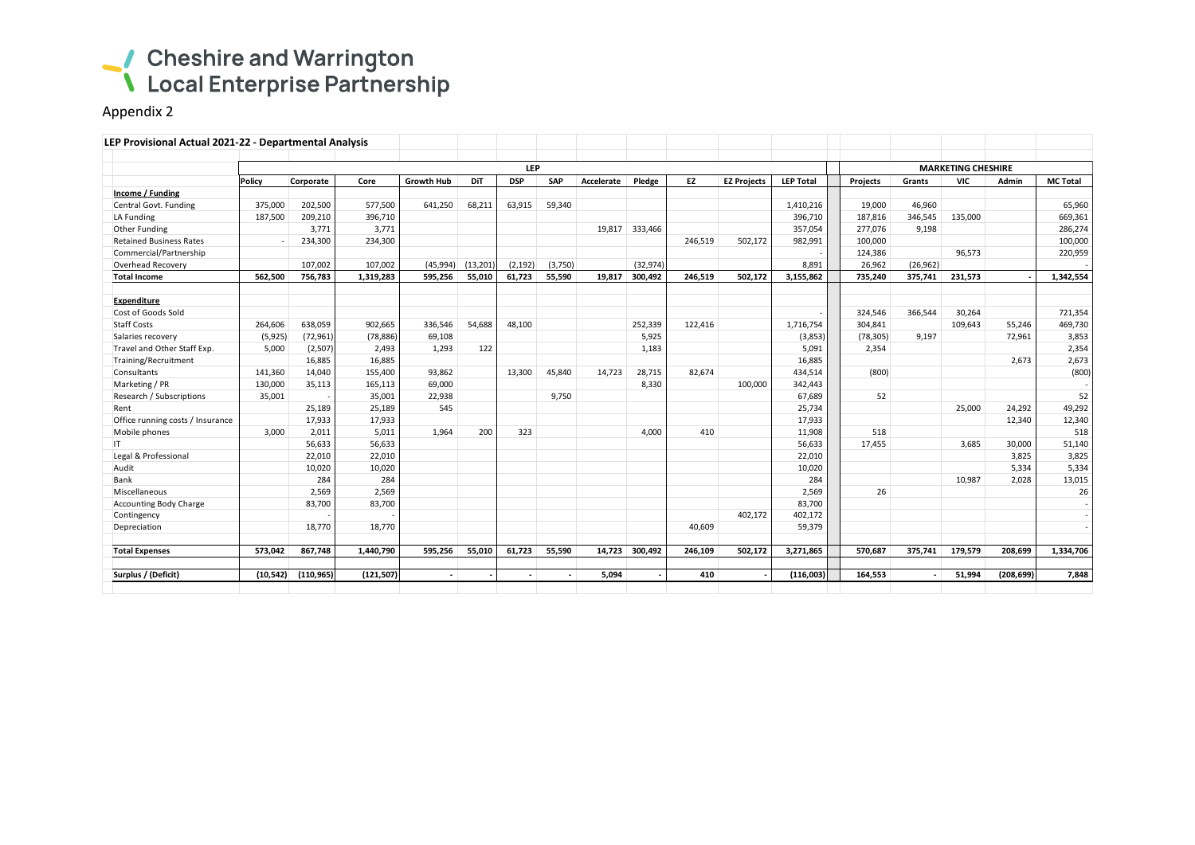# Cheshire and Warrington Local Enterprise Partnership

## Appendix 2

**LEP Provisional Actual 2021-22 - Departmental Analysis**

| | LEP | | | | | | | | | | | | MARKETING CHESHIRE | | | | |
|---|---|---|---|---|---|---|---|---|---|---|---|---|---|---|---|---|---|
| | **Policy** | **Corporate** | **Core** | **Growth Hub** | **DiT** | **DSP** | **SAP** | **Accelerate** | **Pledge** | **EZ** | **EZ Projects** | **LEP Total** | **Projects** | **Grants** | **VIC** | **Admin** | **MC Total** |
| **Income / Funding** | | | | | | | | | | | | | | | | | |
| Central Govt. Funding | 375,000 | 202,500 | 577,500 | 641,250 | 68,211 | 63,915 | 59,340 | | | | | 1,410,216 | 19,000 | 46,960 | | | 65,960 |
| LA Funding | 187,500 | 209,210 | 396,710 | | | | | | | | | 396,710 | 187,816 | 346,545 | 135,000 | | 669,361 |
| Other Funding | | 3,771 | 3,771 | | | | | 19,817 | 333,466 | | | 357,054 | 277,076 | 9,198 | | | 286,274 |
| Retained Business Rates | - | 234,300 | 234,300 | | | | | | | 246,519 | 502,172 | 982,991 | 100,000 | | | | 100,000 |
| Commercial/Partnership | | | | | | | | | | | | - | 124,386 | | 96,573 | | 220,959 |
| Overhead Recovery | | 107,002 | 107,002 | (45,994) | (13,201) | (2,192) | (3,750) | | (32,974) | | | 8,891 | 26,962 | (26,962) | | | - |
| **Total Income** | **562,500** | **756,783** | **1,319,283** | **595,256** | **55,010** | **61,723** | **55,590** | **19,817** | **300,492** | **246,519** | **502,172** | **3,155,862** | **735,240** | **375,741** | **231,573** | **-** | **1,342,554** |
| | | | | | | | | | | | | | | | | | |
| **Expenditure** | | | | | | | | | | | | | | | | | |
| Cost of Goods Sold | | | | | | | | | | | | - | 324,546 | 366,544 | 30,264 | | 721,354 |
| Staff Costs | 264,606 | 638,059 | 902,665 | 336,546 | 54,688 | 48,100 | | | 252,339 | 122,416 | | 1,716,754 | 304,841 | | 109,643 | 55,246 | 469,730 |
| Salaries recovery | (5,925) | (72,961) | (78,886) | 69,108 | | | | | 5,925 | | | (3,853) | (78,305) | 9,197 | | 72,961 | 3,853 |
| Travel and Other Staff Exp. | 5,000 | (2,507) | 2,493 | 1,293 | 122 | | | | 1,183 | | | 5,091 | 2,354 | | | | 2,354 |
| Training/Recruitment | | 16,885 | 16,885 | | | | | | | | | 16,885 | | | | 2,673 | 2,673 |
| Consultants | 141,360 | 14,040 | 155,400 | 93,862 | | 13,300 | 45,840 | 14,723 | 28,715 | 82,674 | | 434,514 | (800) | | | | (800) |
| Marketing / PR | 130,000 | 35,113 | 165,113 | 69,000 | | | | | 8,330 | | 100,000 | 342,443 | | | | | - |
| Research / Subscriptions | 35,001 | - | 35,001 | 22,938 | | | 9,750 | | | | | 67,689 | 52 | | | | 52 |
| Rent | | 25,189 | 25,189 | 545 | | | | | | | | 25,734 | | | 25,000 | 24,292 | 49,292 |
| Office running costs / Insurance | | 17,933 | 17,933 | | | | | | | | | 17,933 | | | | 12,340 | 12,340 |
| Mobile phones | 3,000 | 2,011 | 5,011 | 1,964 | 200 | 323 | | | 4,000 | 410 | | 11,908 | 518 | | | | 518 |
| IT | | 56,633 | 56,633 | | | | | | | | | 56,633 | 17,455 | | 3,685 | 30,000 | 51,140 |
| Legal & Professional | | 22,010 | 22,010 | | | | | | | | | 22,010 | | | | 3,825 | 3,825 |
| Audit | | 10,020 | 10,020 | | | | | | | | | 10,020 | | | | 5,334 | 5,334 |
| Bank | | 284 | 284 | | | | | | | | | 284 | | | 10,987 | 2,028 | 13,015 |
| Miscellaneous | | 2,569 | 2,569 | | | | | | | | | 2,569 | 26 | | | | 26 |
| Accounting Body Charge | | 83,700 | 83,700 | | | | | | | | | 83,700 | | | | | - |
| Contingency | | - | - | | | | | | | | 402,172 | 402,172 | | | | | - |
| Depreciation | | 18,770 | 18,770 | | | | | | | 40,609 | | 59,379 | | | | | - |
| | | | | | | | | | | | | | | | | | |
| **Total Expenses** | **573,042** | **867,748** | **1,440,790** | **595,256** | **55,010** | **61,723** | **55,590** | **14,723** | **300,492** | **246,109** | **502,172** | **3,271,865** | **570,687** | **375,741** | **179,579** | **208,699** | **1,334,706** |
| | | | | | | | | | | | | | | | | | |
| **Surplus / (Deficit)** | **(10,542)** | **(110,965)** | **(121,507)** | **-** | **-** | **-** | **-** | **5,094** | **-** | **410** | **-** | **(116,003)** | **164,553** | **-** | **51,994** | **(208,699)** | **7,848** |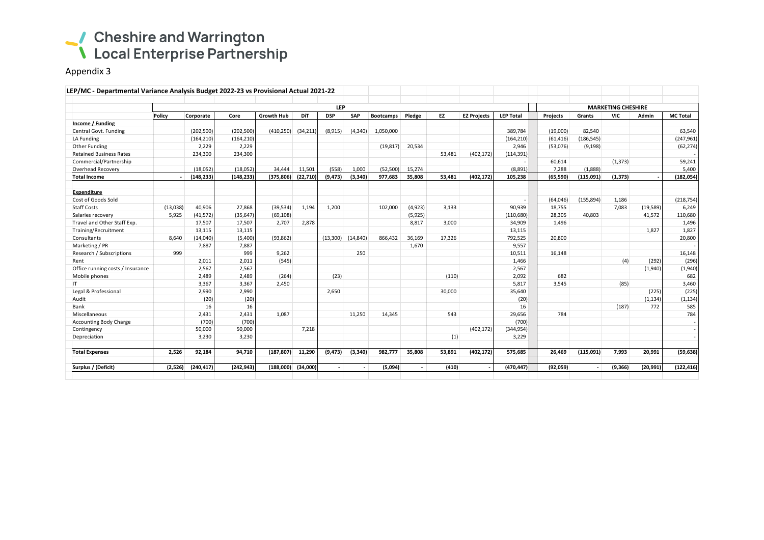# Cheshire and Warrington Local Enterprise Partnership

## Appendix 3

**LEP/MC - Departmental Variance Analysis Budget 2022-23 vs Provisional Actual 2021-22**

| | LEP | | | | | | | | | | | | MARKETING CHESHIRE | | | | |
|---|---|---|---|---|---|---|---|---|---|---|---|---|---|---|---|---|---|
| | **Policy** | **Corporate** | **Core** | **Growth Hub** | **DiT** | **DSP** | **SAP** | **Bootcamps** | **Pledge** | **EZ** | **EZ Projects** | **LEP Total** | **Projects** | **Grants** | **VIC** | **Admin** | **MC Total** |
| **Income / Funding** | | | | | | | | | | | | | | | | | |
| Central Govt. Funding | | (202,500) | (202,500) | (410,250) | (34,211) | (8,915) | (4,340) | 1,050,000 | | | | 389,784 | (19,000) | 82,540 | | | 63,540 |
| LA Funding | | (164,210) | (164,210) | | | | | | | | | (164,210) | (61,416) | (186,545) | | | (247,961) |
| Other Funding | | 2,229 | 2,229 | | | | | (19,817) | 20,534 | | | 2,946 | (53,076) | (9,198) | | | (62,274) |
| Retained Business Rates | | 234,300 | 234,300 | | | | | | | 53,481 | (402,172) | (114,391) | | | | | - |
| Commercial/Partnership | | | | | | | | | | | | - | 60,614 | | (1,373) | | 59,241 |
| Overhead Recovery | | (18,052) | (18,052) | 34,444 | 11,501 | (558) | 1,000 | (52,500) | 15,274 | | | (8,891) | 7,288 | (1,888) | | | 5,400 |
| **Total Income** | - | **(148,233)** | **(148,233)** | **(375,806)** | **(22,710)** | **(9,473)** | **(3,340)** | **977,683** | **35,808** | **53,481** | **(402,172)** | **105,238** | **(65,590)** | **(115,091)** | **(1,373)** | - | **(182,054)** |
| **Expenditure** | | | | | | | | | | | | | | | | | |
| Cost of Goods Sold | | | | | | | | | | | | - | (64,046) | (155,894) | 1,186 | | (218,754) |
| Staff Costs | (13,038) | 40,906 | 27,868 | (39,534) | 1,194 | 1,200 | | 102,000 | (4,923) | 3,133 | | 90,939 | 18,755 | | 7,083 | (19,589) | 6,249 |
| Salaries recovery | 5,925 | (41,572) | (35,647) | (69,108) | | | | | (5,925) | | | (110,680) | 28,305 | 40,803 | | 41,572 | 110,680 |
| Travel and Other Staff Exp. | | 17,507 | 17,507 | 2,707 | 2,878 | | | | 8,817 | 3,000 | | 34,909 | 1,496 | | | | 1,496 |
| Training/Recruitment | | 13,115 | 13,115 | | | | | | | | | 13,115 | | | | 1,827 | 1,827 |
| Consultants | 8,640 | (14,040) | (5,400) | (93,862) | | (13,300) | (14,840) | 866,432 | 36,169 | 17,326 | | 792,525 | 20,800 | | | | 20,800 |
| Marketing / PR | | 7,887 | 7,887 | | | | | | 1,670 | | | 9,557 | | | | | - |
| Research / Subscriptions | 999 | | 999 | 9,262 | | | 250 | | | | | 10,511 | 16,148 | | | | 16,148 |
| Rent | | 2,011 | 2,011 | (545) | | | | | | | | 1,466 | | | (4) | (292) | (296) |
| Office running costs / Insurance | | 2,567 | 2,567 | | | | | | | | | 2,567 | | | | (1,940) | (1,940) |
| Mobile phones | | 2,489 | 2,489 | (264) | | (23) | | | | (110) | | 2,092 | 682 | | | | 682 |
| IT | | 3,367 | 3,367 | 2,450 | | | | | | | | 5,817 | 3,545 | | (85) | | 3,460 |
| Legal & Professional | | 2,990 | 2,990 | | | 2,650 | | | | 30,000 | | 35,640 | | | | (225) | (225) |
| Audit | | (20) | (20) | | | | | | | | | (20) | | | | (1,134) | (1,134) |
| Bank | | 16 | 16 | | | | | | | | | 16 | | | (187) | 772 | 585 |
| Miscellaneous | | 2,431 | 2,431 | 1,087 | | | 11,250 | 14,345 | | 543 | | 29,656 | 784 | | | | 784 |
| Accounting Body Charge | | (700) | (700) | | | | | | | | | (700) | | | | | - |
| Contingency | | 50,000 | 50,000 | | 7,218 | | | | | | (402,172) | (344,954) | | | | | - |
| Depreciation | | 3,230 | 3,230 | | | | | | | (1) | | 3,229 | | | | | - |
| **Total Expenses** | **2,526** | **92,184** | **94,710** | **(187,807)** | **11,290** | **(9,473)** | **(3,340)** | **982,777** | **35,808** | **53,891** | **(402,172)** | **575,685** | **26,469** | **(115,091)** | **7,993** | **20,991** | **(59,638)** |
| **Surplus / (Deficit)** | **(2,526)** | **(240,417)** | **(242,943)** | **(188,000)** | **(34,000)** | - | - | **(5,094)** | - | **(410)** | - | **(470,447)** | **(92,059)** | - | **(9,366)** | **(20,991)** | **(122,416)** |